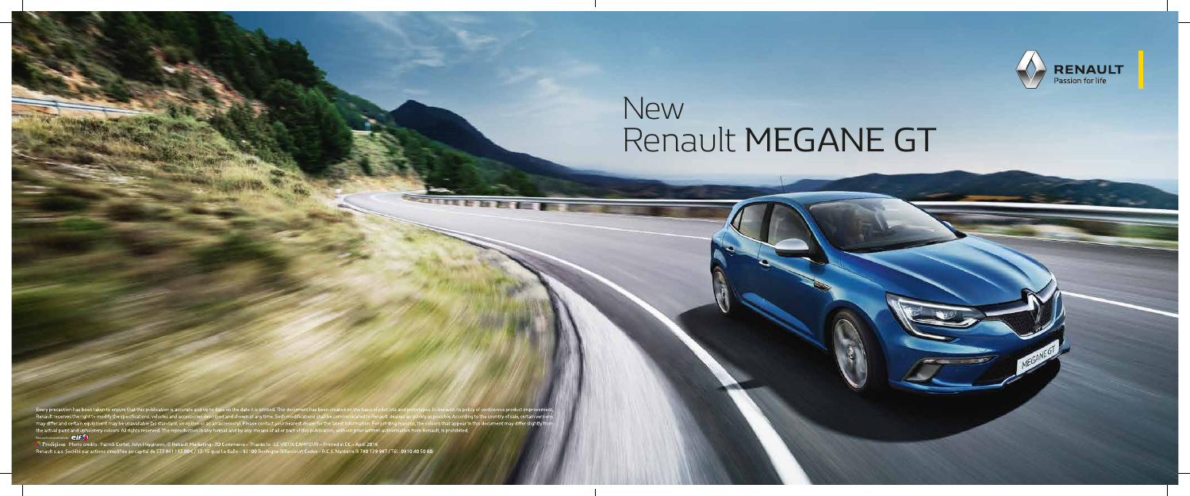# New Renault MEGANE GT

RENAULT
Passion for life

Every precaution has been taken to ensure that this publication is accurate and up to date on the date it is printed. This document has been created on the basis of pilot lots and prototypes. In line with its policy of continuous product improvement, Renault reserves the right to modify the specifications, vehicles and accessories described and shown at any time. Such modifications shall be communicated to Renault dealers as quickly as possible. According to the country of sale, certain versions may differ and certain equipment may be unavailable (as standard, an option or as an accessory). Please contact your nearest dealer for the latest information. For printing reasons, the colours that appear in this document may differ slightly from the actual paint and upholstery colours. All rights reserved. The reproduction in any format and by any means of all or part of this publication, without prior written authorisation from Renault, is prohibited.

Renault recommends elf

Prodigious Photo credits : Patrick Curtet, John Higginson, © Renault Marketing - 3D Commerce – Thanks to : LE VIEUX CAMPEUR – Printed in EC – April 2018

Renault s.a.s. Société par actions simplifiée au capital de 533 941 113 €€ / 13-15 quai Le Gallo – 92100 Boulogne-Billancourt Cedex – R.C.S. Nanterre B 780 129 987 / Tél.: 0810 40 50 60.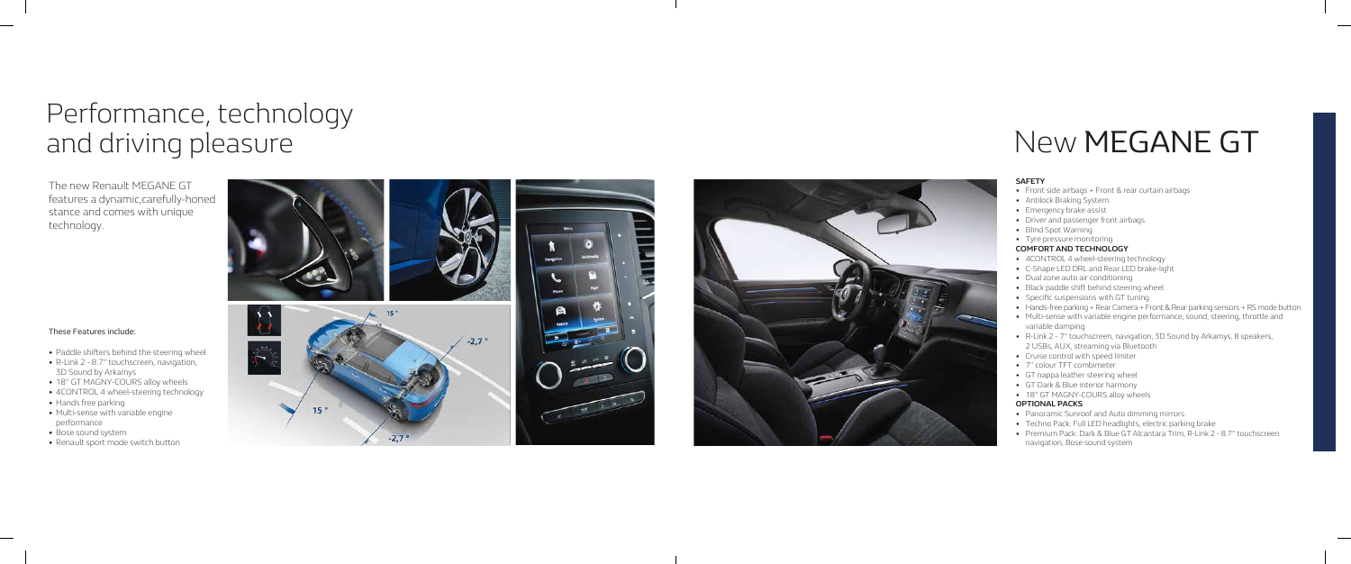# Performance, technology and driving pleasure

The new Renault MEGANE GT features a dynamic,carefully-honed stance and comes with unique technology.

These Features include:

- Paddle shifters behind the steering wheel
- R-Link 2 - 8.7" touchscreen, navigation, 3D Sound by Arkamys
- 18" GT MAGNY-COURS alloy wheels
- 4CONTROL 4 wheel-steering technology
- Hands free parking
- Multi-sense with variable engine performance
- Bose sound system
- Renault sport mode switch button

# New MEGANE GT

**SAFETY**

- Front side airbags + Front & rear curtain airbags
- Antilock Braking System
- Emergency brake assist
- Driver and passenger front airbags
- Blind Spot Warning
- Tyre pressure monitoring

**COMFORT AND TECHNOLOGY**

- 4CONTROL 4 wheel-steering technology
- C-Shape LED DRL and Rear LED brake-light
- Dual zone auto air conditioning
- Black paddle shift behind steering wheel
- Specific suspensions with GT tuning
- Hands-free parking + Rear Camera + Front & Rear parking sensors + RS mode button
- Multi-sense with variable engine performance, sound, steering, throttle and variable damping
- R-Link 2 - 7" touchscreen, navigation, 3D Sound by Arkamys, 8 speakers, 2 USBs, AUX, streaming via Bluetooth
- Cruise control with speed limiter
- 7" colour TFT combimeter
- GT nappa leather steering wheel
- GT Dark & Blue interior harmony
- 18" GT MAGNY-COURS alloy wheels

**OPTIONAL PACKS**

- Panoramic Sunroof and Auto dimming mirrors
- Techno Pack: Full LED headlights, electric parking brake
- Premium Pack: Dark & Blue GT Alcantara Trim, R-Link 2 - 8.7" touchscreen navigation, Bose sound system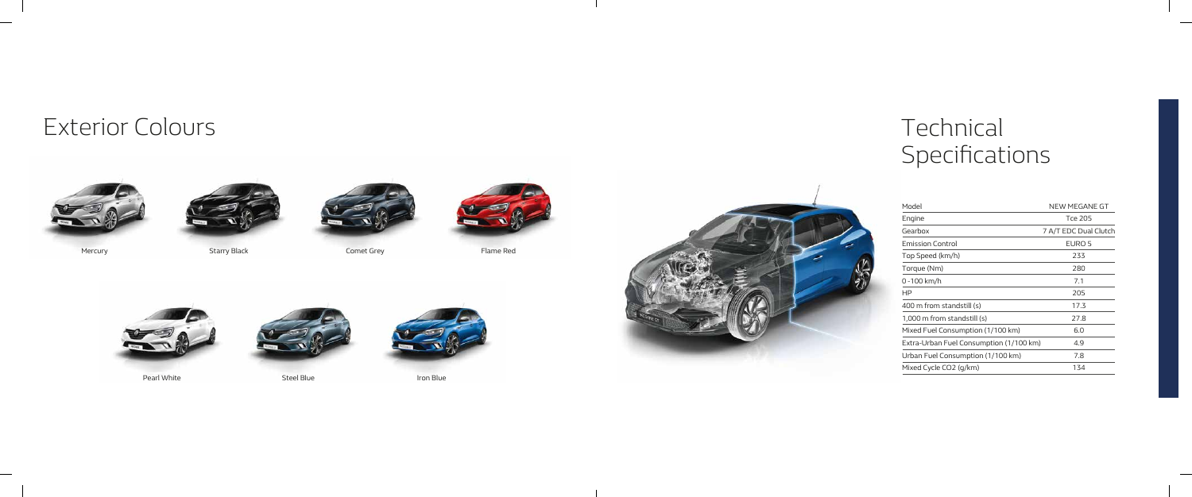# Exterior Colours

Mercury

Starry Black

Comet Grey

Flame Red

Pearl White

Steel Blue

Iron Blue

# Technical Specifications

| | |
|---|---|
| Model | NEW MEGANE GT |
| Engine | Tce 205 |
| Gearbox | 7 A/T EDC Dual Clutch |
| Emission Control | EURO 5 |
| Top Speed (km/h) | 233 |
| Torque (Nm) | 280 |
| 0 -100 km/h | 7.1 |
| HP | 205 |
| 400 m from standstill (s) | 17.3 |
| 1,000 m from standstill (s) | 27.8 |
| Mixed Fuel Consumption (1/100 km) | 6.0 |
| Extra-Urban Fuel Consumption (1/100 km) | 4.9 |
| Urban Fuel Consumption (1/100 km) | 7.8 |
| Mixed Cycle $CO_2$ (g/km) | 134 |